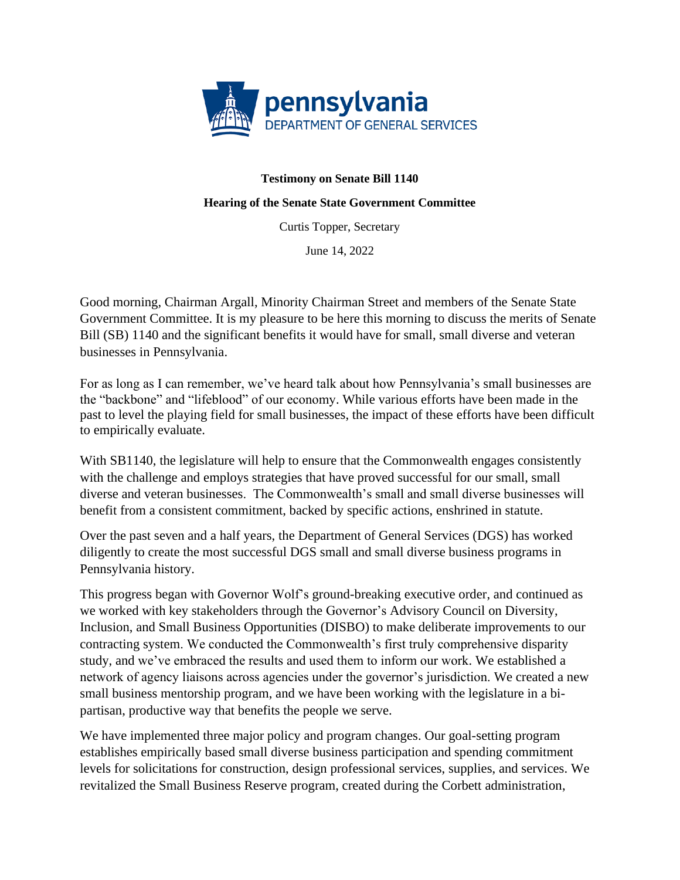pennsylvania
DEPARTMENT OF GENERAL SERVICES

**Testimony on Senate Bill 1140**

**Hearing of the Senate State Government Committee**

Curtis Topper, Secretary

June 14, 2022

Good morning, Chairman Argall, Minority Chairman Street and members of the Senate State Government Committee. It is my pleasure to be here this morning to discuss the merits of Senate Bill (SB) 1140 and the significant benefits it would have for small, small diverse and veteran businesses in Pennsylvania.

For as long as I can remember, we've heard talk about how Pennsylvania's small businesses are the "backbone" and "lifeblood" of our economy. While various efforts have been made in the past to level the playing field for small businesses, the impact of these efforts have been difficult to empirically evaluate.

With SB1140, the legislature will help to ensure that the Commonwealth engages consistently with the challenge and employs strategies that have proved successful for our small, small diverse and veteran businesses. The Commonwealth's small and small diverse businesses will benefit from a consistent commitment, backed by specific actions, enshrined in statute.

Over the past seven and a half years, the Department of General Services (DGS) has worked diligently to create the most successful DGS small and small diverse business programs in Pennsylvania history.

This progress began with Governor Wolf's ground-breaking executive order, and continued as we worked with key stakeholders through the Governor's Advisory Council on Diversity, Inclusion, and Small Business Opportunities (DISBO) to make deliberate improvements to our contracting system. We conducted the Commonwealth's first truly comprehensive disparity study, and we've embraced the results and used them to inform our work. We established a network of agency liaisons across agencies under the governor's jurisdiction. We created a new small business mentorship program, and we have been working with the legislature in a bi-partisan, productive way that benefits the people we serve.

We have implemented three major policy and program changes. Our goal-setting program establishes empirically based small diverse business participation and spending commitment levels for solicitations for construction, design professional services, supplies, and services. We revitalized the Small Business Reserve program, created during the Corbett administration,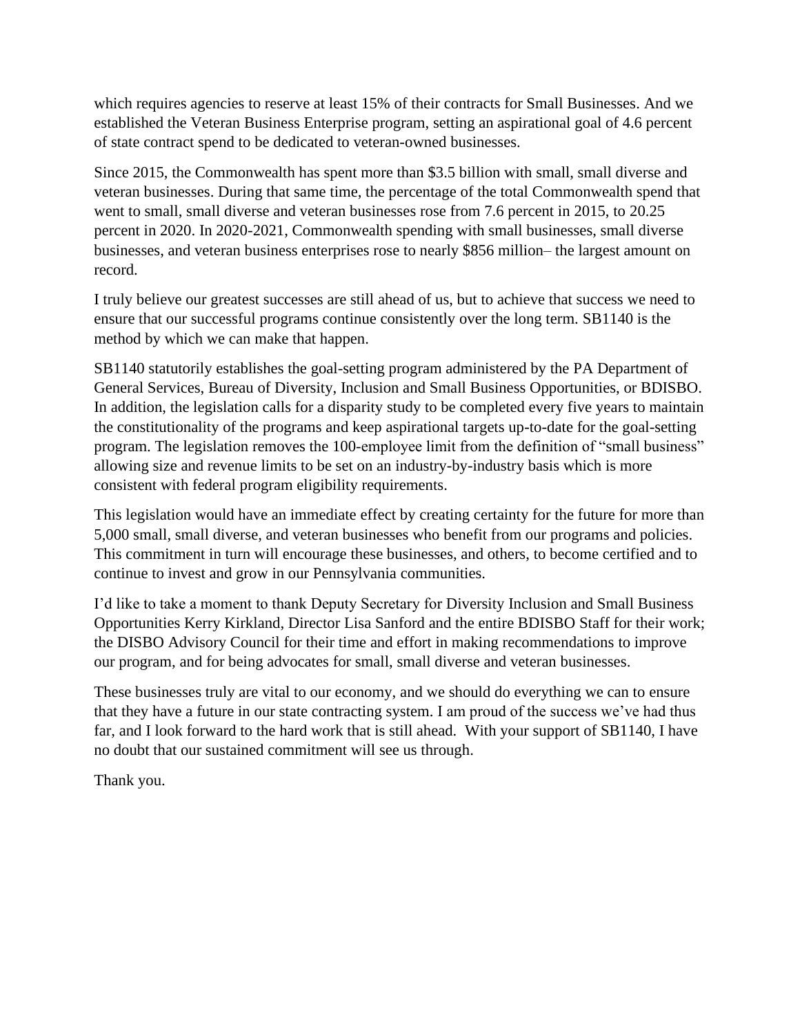which requires agencies to reserve at least 15% of their contracts for Small Businesses. And we established the Veteran Business Enterprise program, setting an aspirational goal of 4.6 percent of state contract spend to be dedicated to veteran-owned businesses.

Since 2015, the Commonwealth has spent more than $3.5 billion with small, small diverse and veteran businesses. During that same time, the percentage of the total Commonwealth spend that went to small, small diverse and veteran businesses rose from 7.6 percent in 2015, to 20.25 percent in 2020. In 2020-2021, Commonwealth spending with small businesses, small diverse businesses, and veteran business enterprises rose to nearly $856 million– the largest amount on record.

I truly believe our greatest successes are still ahead of us, but to achieve that success we need to ensure that our successful programs continue consistently over the long term. SB1140 is the method by which we can make that happen.

SB1140 statutorily establishes the goal-setting program administered by the PA Department of General Services, Bureau of Diversity, Inclusion and Small Business Opportunities, or BDISBO. In addition, the legislation calls for a disparity study to be completed every five years to maintain the constitutionality of the programs and keep aspirational targets up-to-date for the goal-setting program. The legislation removes the 100-employee limit from the definition of "small business" allowing size and revenue limits to be set on an industry-by-industry basis which is more consistent with federal program eligibility requirements.

This legislation would have an immediate effect by creating certainty for the future for more than 5,000 small, small diverse, and veteran businesses who benefit from our programs and policies. This commitment in turn will encourage these businesses, and others, to become certified and to continue to invest and grow in our Pennsylvania communities.

I'd like to take a moment to thank Deputy Secretary for Diversity Inclusion and Small Business Opportunities Kerry Kirkland, Director Lisa Sanford and the entire BDISBO Staff for their work; the DISBO Advisory Council for their time and effort in making recommendations to improve our program, and for being advocates for small, small diverse and veteran businesses.

These businesses truly are vital to our economy, and we should do everything we can to ensure that they have a future in our state contracting system. I am proud of the success we've had thus far, and I look forward to the hard work that is still ahead. With your support of SB1140, I have no doubt that our sustained commitment will see us through.

Thank you.